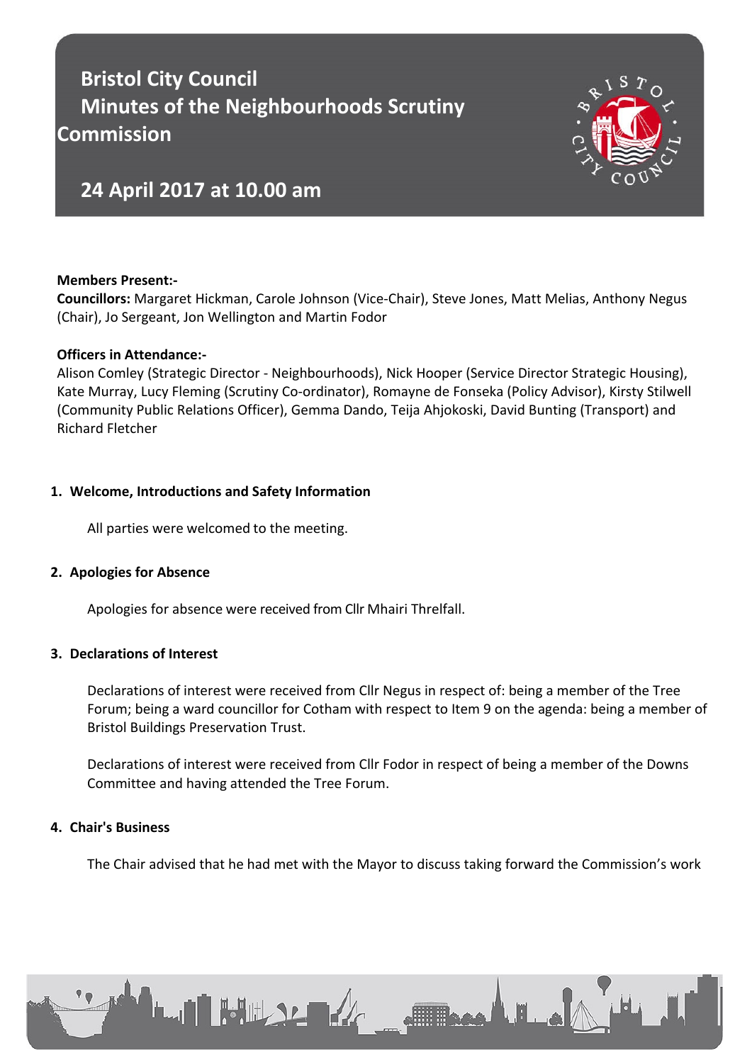# Bristol City Council
# Minutes of the Neighbourhoods Scrutiny Commission

## 24 April 2017 at 10.00 am

**Members Present:-**
**Councillors:** Margaret Hickman, Carole Johnson (Vice-Chair), Steve Jones, Matt Melias, Anthony Negus (Chair), Jo Sergeant, Jon Wellington and Martin Fodor

**Officers in Attendance:-**
Alison Comley (Strategic Director - Neighbourhoods), Nick Hooper (Service Director Strategic Housing), Kate Murray, Lucy Fleming (Scrutiny Co-ordinator), Romayne de Fonseka (Policy Advisor), Kirsty Stilwell (Community Public Relations Officer), Gemma Dando, Teija Ahjokoski, David Bunting (Transport) and Richard Fletcher

### 1. Welcome, Introductions and Safety Information

All parties were welcomed to the meeting.

### 2. Apologies for Absence

Apologies for absence were received from Cllr Mhairi Threlfall.

### 3. Declarations of Interest

Declarations of interest were received from Cllr Negus in respect of: being a member of the Tree Forum; being a ward councillor for Cotham with respect to Item 9 on the agenda: being a member of Bristol Buildings Preservation Trust.

Declarations of interest were received from Cllr Fodor in respect of being a member of the Downs Committee and having attended the Tree Forum.

### 4. Chair's Business

The Chair advised that he had met with the Mayor to discuss taking forward the Commission's work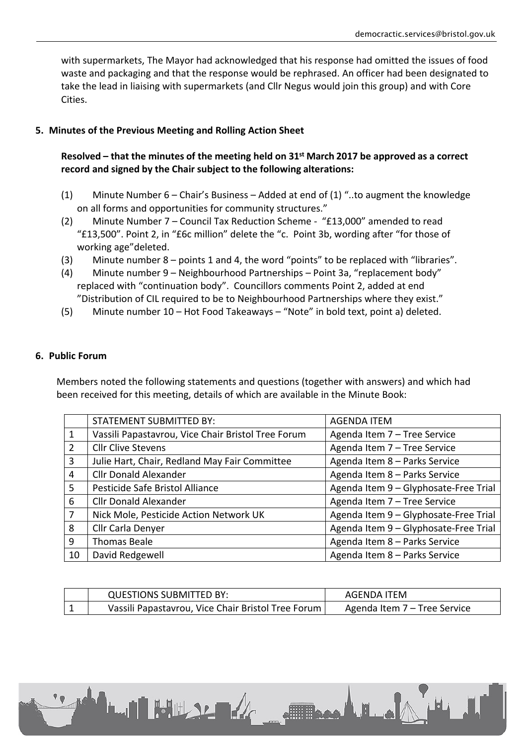with supermarkets, The Mayor had acknowledged that his response had omitted the issues of food waste and packaging and that the response would be rephrased. An officer had been designated to take the lead in liaising with supermarkets (and Cllr Negus would join this group) and with Core Cities.

## 5. Minutes of the Previous Meeting and Rolling Action Sheet

**Resolved – that the minutes of the meeting held on 31st March 2017 be approved as a correct record and signed by the Chair subject to the following alterations:**

(1) Minute Number 6 – Chair's Business – Added at end of (1) "..to augment the knowledge on all forms and opportunities for community structures."

(2) Minute Number 7 – Council Tax Reduction Scheme - "£13,000" amended to read "£13,500". Point 2, in "£6c million" delete the "c. Point 3b, wording after "for those of working age"deleted.

(3) Minute number 8 – points 1 and 4, the word "points" to be replaced with "libraries".

(4) Minute number 9 – Neighbourhood Partnerships – Point 3a, "replacement body" replaced with "continuation body". Councillors comments Point 2, added at end "Distribution of CIL required to be to Neighbourhood Partnerships where they exist."

(5) Minute number 10 – Hot Food Takeaways – "Note" in bold text, point a) deleted.

## 6. Public Forum

Members noted the following statements and questions (together with answers) and which had been received for this meeting, details of which are available in the Minute Book:

| | STATEMENT SUBMITTED BY: | AGENDA ITEM |
|---|---|---|
| 1 | Vassili Papastavrou, Vice Chair Bristol Tree Forum | Agenda Item 7 – Tree Service |
| 2 | Cllr Clive Stevens | Agenda Item 7 – Tree Service |
| 3 | Julie Hart, Chair, Redland May Fair Committee | Agenda Item 8 – Parks Service |
| 4 | Cllr Donald Alexander | Agenda Item 8 – Parks Service |
| 5 | Pesticide Safe Bristol Alliance | Agenda Item 9 – Glyphosate-Free Trial |
| 6 | Cllr Donald Alexander | Agenda Item 7 – Tree Service |
| 7 | Nick Mole, Pesticide Action Network UK | Agenda Item 9 – Glyphosate-Free Trial |
| 8 | Cllr Carla Denyer | Agenda Item 9 – Glyphosate-Free Trial |
| 9 | Thomas Beale | Agenda Item 8 – Parks Service |
| 10 | David Redgewell | Agenda Item 8 – Parks Service |

| | QUESTIONS SUBMITTED BY: | AGENDA ITEM |
|---|---|---|
| 1 | Vassili Papastavrou, Vice Chair Bristol Tree Forum | Agenda Item 7 – Tree Service |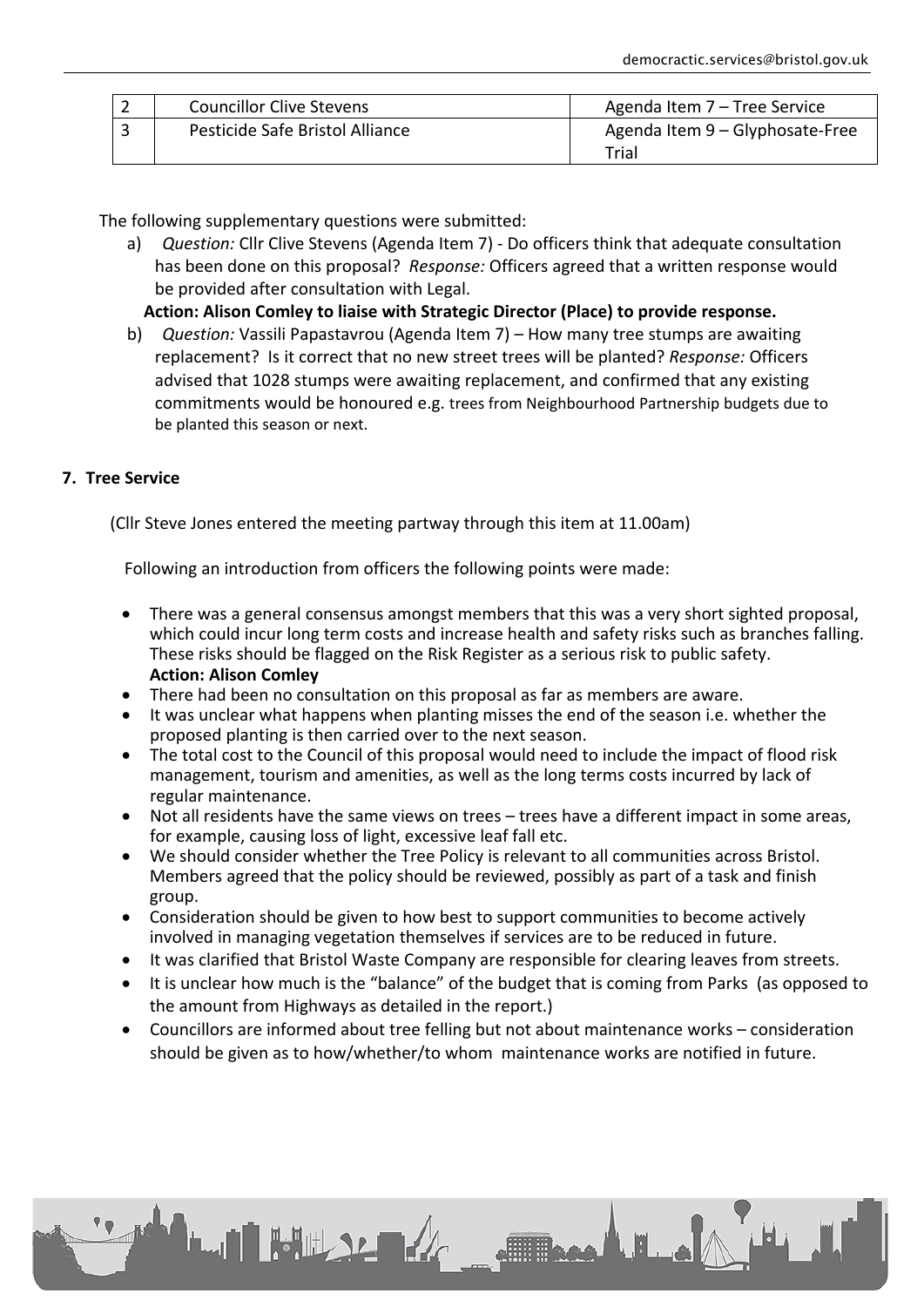| 2 | Councillor Clive Stevens | Agenda Item 7 – Tree Service |
|---|---|---|
| 3 | Pesticide Safe Bristol Alliance | Agenda Item 9 – Glyphosate-Free Trial |

The following supplementary questions were submitted:

a) *Question:* Cllr Clive Stevens (Agenda Item 7) - Do officers think that adequate consultation has been done on this proposal? *Response:* Officers agreed that a written response would be provided after consultation with Legal.

**Action: Alison Comley to liaise with Strategic Director (Place) to provide response.**

b) *Question:* Vassili Papastavrou (Agenda Item 7) – How many tree stumps are awaiting replacement? Is it correct that no new street trees will be planted? *Response:* Officers advised that 1028 stumps were awaiting replacement, and confirmed that any existing commitments would be honoured e.g. trees from Neighbourhood Partnership budgets due to be planted this season or next.

## 7. Tree Service

(Cllr Steve Jones entered the meeting partway through this item at 11.00am)

Following an introduction from officers the following points were made:

- There was a general consensus amongst members that this was a very short sighted proposal, which could incur long term costs and increase health and safety risks such as branches falling. These risks should be flagged on the Risk Register as a serious risk to public safety. **Action: Alison Comley**
- There had been no consultation on this proposal as far as members are aware.
- It was unclear what happens when planting misses the end of the season i.e. whether the proposed planting is then carried over to the next season.
- The total cost to the Council of this proposal would need to include the impact of flood risk management, tourism and amenities, as well as the long terms costs incurred by lack of regular maintenance.
- Not all residents have the same views on trees – trees have a different impact in some areas, for example, causing loss of light, excessive leaf fall etc.
- We should consider whether the Tree Policy is relevant to all communities across Bristol. Members agreed that the policy should be reviewed, possibly as part of a task and finish group.
- Consideration should be given to how best to support communities to become actively involved in managing vegetation themselves if services are to be reduced in future.
- It was clarified that Bristol Waste Company are responsible for clearing leaves from streets.
- It is unclear how much is the "balance" of the budget that is coming from Parks (as opposed to the amount from Highways as detailed in the report.)
- Councillors are informed about tree felling but not about maintenance works – consideration should be given as to how/whether/to whom maintenance works are notified in future.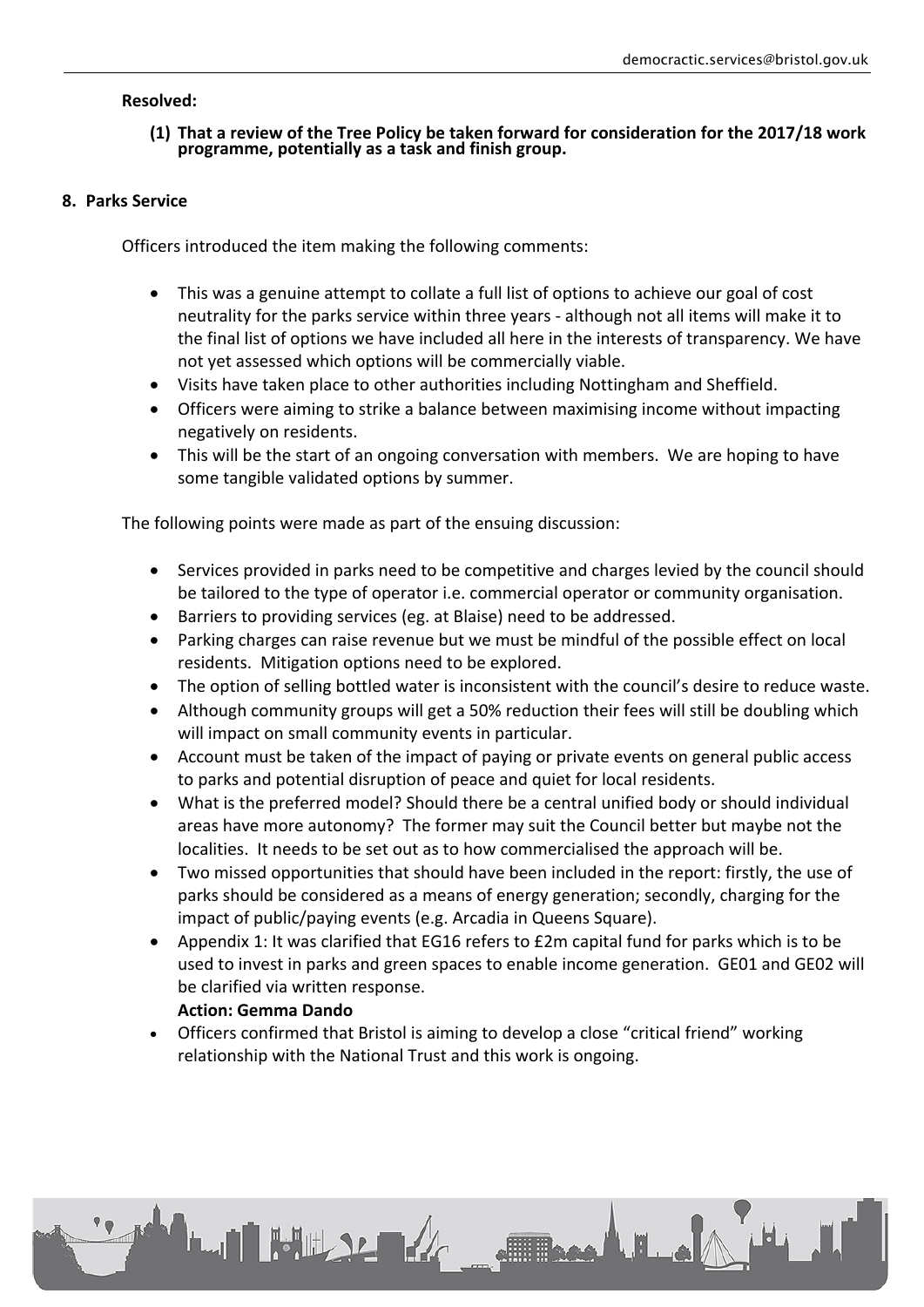**Resolved:**

**(1) That a review of the Tree Policy be taken forward for consideration for the 2017/18 work programme, potentially as a task and finish group.**

## 8. Parks Service

Officers introduced the item making the following comments:

- This was a genuine attempt to collate a full list of options to achieve our goal of cost neutrality for the parks service within three years - although not all items will make it to the final list of options we have included all here in the interests of transparency. We have not yet assessed which options will be commercially viable.
- Visits have taken place to other authorities including Nottingham and Sheffield.
- Officers were aiming to strike a balance between maximising income without impacting negatively on residents.
- This will be the start of an ongoing conversation with members. We are hoping to have some tangible validated options by summer.

The following points were made as part of the ensuing discussion:

- Services provided in parks need to be competitive and charges levied by the council should be tailored to the type of operator i.e. commercial operator or community organisation.
- Barriers to providing services (eg. at Blaise) need to be addressed.
- Parking charges can raise revenue but we must be mindful of the possible effect on local residents. Mitigation options need to be explored.
- The option of selling bottled water is inconsistent with the council's desire to reduce waste.
- Although community groups will get a 50% reduction their fees will still be doubling which will impact on small community events in particular.
- Account must be taken of the impact of paying or private events on general public access to parks and potential disruption of peace and quiet for local residents.
- What is the preferred model? Should there be a central unified body or should individual areas have more autonomy? The former may suit the Council better but maybe not the localities. It needs to be set out as to how commercialised the approach will be.
- Two missed opportunities that should have been included in the report: firstly, the use of parks should be considered as a means of energy generation; secondly, charging for the impact of public/paying events (e.g. Arcadia in Queens Square).
- Appendix 1: It was clarified that EG16 refers to £2m capital fund for parks which is to be used to invest in parks and green spaces to enable income generation. GE01 and GE02 will be clarified via written response.
  **Action: Gemma Dando**
- Officers confirmed that Bristol is aiming to develop a close "critical friend" working relationship with the National Trust and this work is ongoing.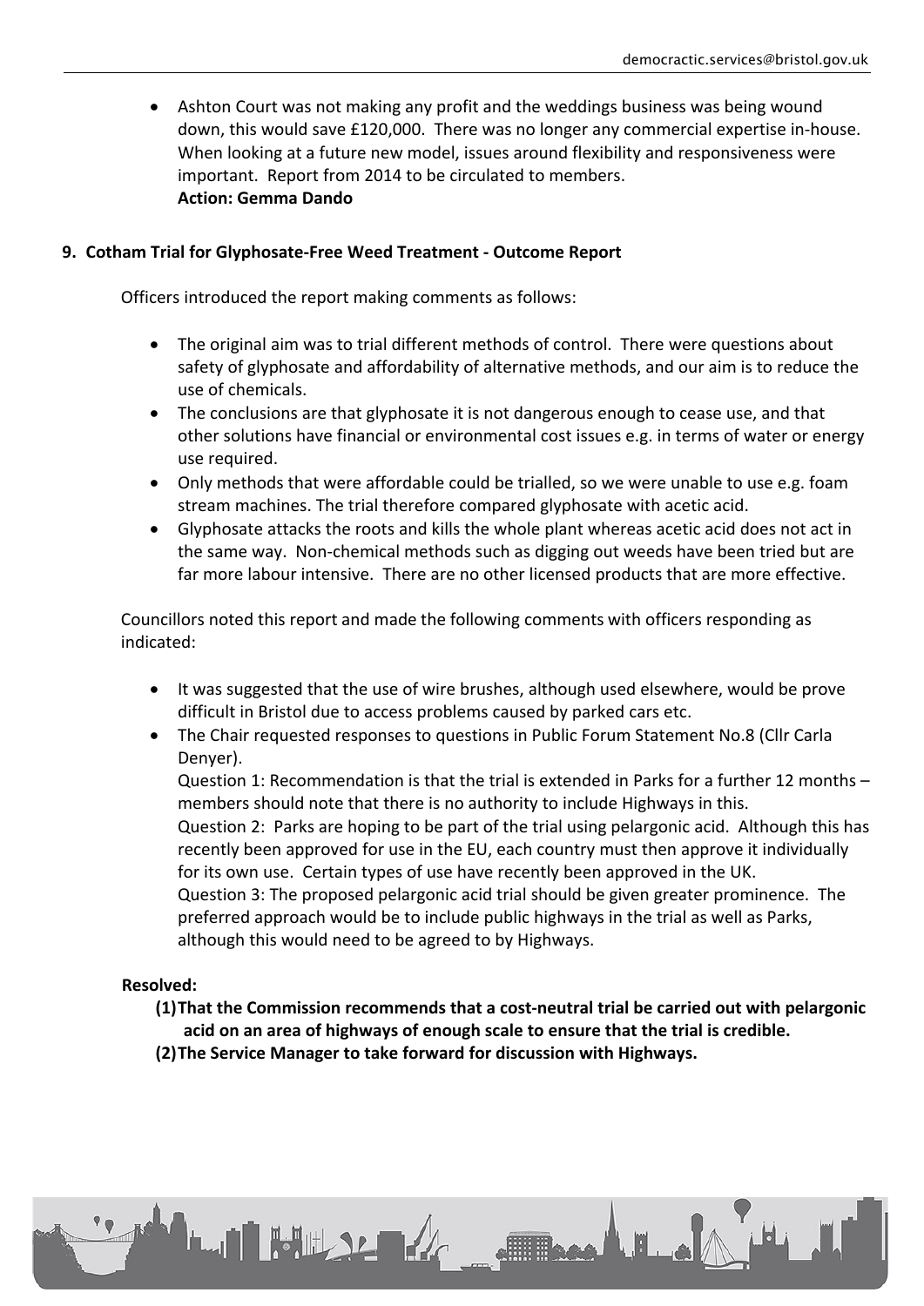- Ashton Court was not making any profit and the weddings business was being wound down, this would save £120,000. There was no longer any commercial expertise in-house. When looking at a future new model, issues around flexibility and responsiveness were important. Report from 2014 to be circulated to members.
  **Action: Gemma Dando**

**9. Cotham Trial for Glyphosate-Free Weed Treatment - Outcome Report**

Officers introduced the report making comments as follows:

- The original aim was to trial different methods of control. There were questions about safety of glyphosate and affordability of alternative methods, and our aim is to reduce the use of chemicals.
- The conclusions are that glyphosate it is not dangerous enough to cease use, and that other solutions have financial or environmental cost issues e.g. in terms of water or energy use required.
- Only methods that were affordable could be trialled, so we were unable to use e.g. foam stream machines. The trial therefore compared glyphosate with acetic acid.
- Glyphosate attacks the roots and kills the whole plant whereas acetic acid does not act in the same way. Non-chemical methods such as digging out weeds have been tried but are far more labour intensive. There are no other licensed products that are more effective.

Councillors noted this report and made the following comments with officers responding as indicated:

- It was suggested that the use of wire brushes, although used elsewhere, would be prove difficult in Bristol due to access problems caused by parked cars etc.
- The Chair requested responses to questions in Public Forum Statement No.8 (Cllr Carla Denyer).
  Question 1: Recommendation is that the trial is extended in Parks for a further 12 months – members should note that there is no authority to include Highways in this.
  Question 2: Parks are hoping to be part of the trial using pelargonic acid. Although this has recently been approved for use in the EU, each country must then approve it individually for its own use. Certain types of use have recently been approved in the UK.
  Question 3: The proposed pelargonic acid trial should be given greater prominence. The preferred approach would be to include public highways in the trial as well as Parks, although this would need to be agreed to by Highways.

**Resolved:**

**(1) That the Commission recommends that a cost-neutral trial be carried out with pelargonic acid on an area of highways of enough scale to ensure that the trial is credible.**
**(2) The Service Manager to take forward for discussion with Highways.**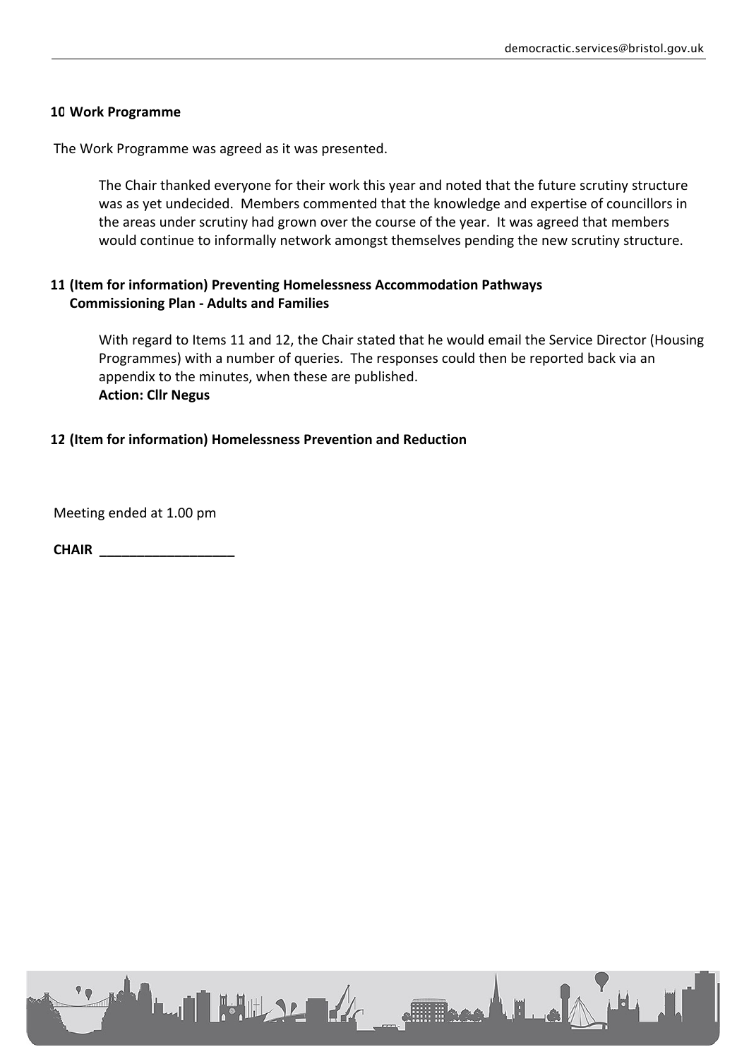**10 Work Programme**

The Work Programme was agreed as it was presented.

The Chair thanked everyone for their work this year and noted that the future scrutiny structure was as yet undecided. Members commented that the knowledge and expertise of councillors in the areas under scrutiny had grown over the course of the year. It was agreed that members would continue to informally network amongst themselves pending the new scrutiny structure.

**11 (Item for information) Preventing Homelessness Accommodation Pathways Commissioning Plan - Adults and Families**

With regard to Items 11 and 12, the Chair stated that he would email the Service Director (Housing Programmes) with a number of queries. The responses could then be reported back via an appendix to the minutes, when these are published.
**Action: Cllr Negus**

**12 (Item for information) Homelessness Prevention and Reduction**

Meeting ended at 1.00 pm

**CHAIR ____________________**